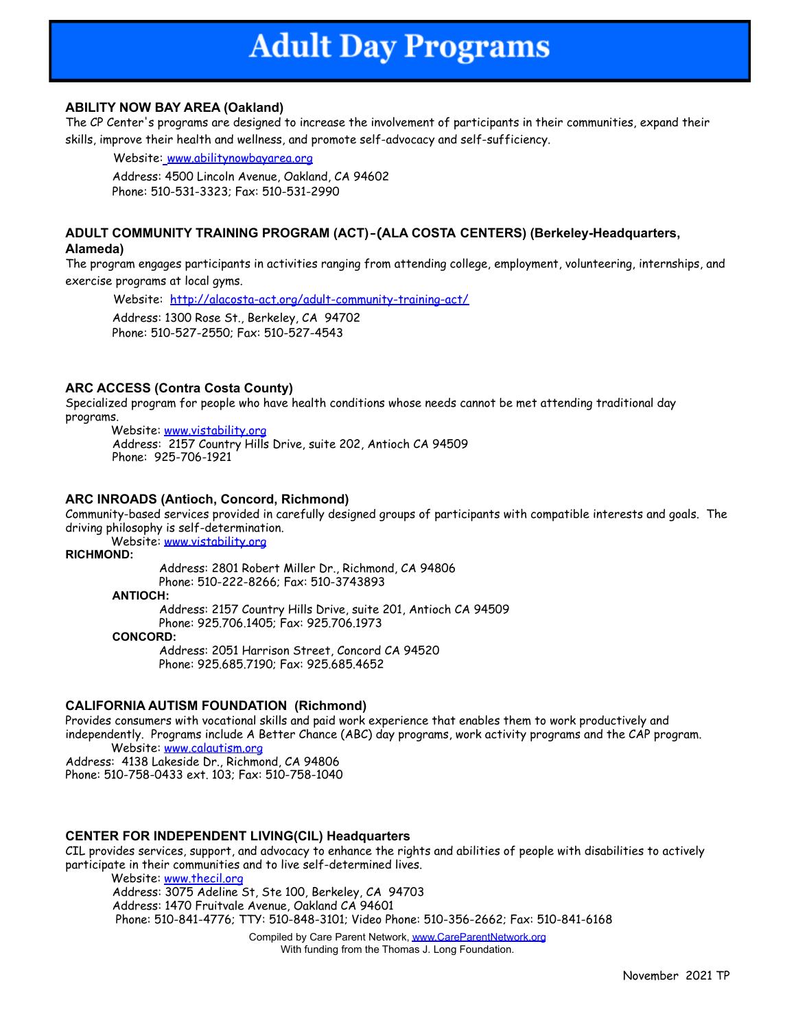# Adult Day Programs

### ABILITY NOW BAY AREA (Oakland)

The CP Center's programs are designed to increase the involvement of participants in their communities, expand their skills, improve their health and wellness, and promote self-advocacy and self-sufficiency.

Website: www.abilitynowbayarea.org
Address: 4500 Lincoln Avenue, Oakland, CA 94602
Phone: 510-531-3323; Fax: 510-531-2990

### ADULT COMMUNITY TRAINING PROGRAM (ACT)-(ALA COSTA CENTERS) (Berkeley-Headquarters, Alameda)

The program engages participants in activities ranging from attending college, employment, volunteering, internships, and exercise programs at local gyms.

Website: http://alacosta-act.org/adult-community-training-act/
Address: 1300 Rose St., Berkeley, CA 94702
Phone: 510-527-2550; Fax: 510-527-4543

### ARC ACCESS (Contra Costa County)

Specialized program for people who have health conditions whose needs cannot be met attending traditional day programs.

Website: www.vistability.org
Address: 2157 Country Hills Drive, suite 202, Antioch CA 94509
Phone: 925-706-1921

### ARC INROADS (Antioch, Concord, Richmond)

Community-based services provided in carefully designed groups of participants with compatible interests and goals. The driving philosophy is self-determination.

Website: www.vistability.org

**RICHMOND:**
Address: 2801 Robert Miller Dr., Richmond, CA 94806
Phone: 510-222-8266; Fax: 510-3743893

**ANTIOCH:**
Address: 2157 Country Hills Drive, suite 201, Antioch CA 94509
Phone: 925.706.1405; Fax: 925.706.1973

**CONCORD:**
Address: 2051 Harrison Street, Concord CA 94520
Phone: 925.685.7190; Fax: 925.685.4652

### CALIFORNIA AUTISM FOUNDATION (Richmond)

Provides consumers with vocational skills and paid work experience that enables them to work productively and independently. Programs include A Better Chance (ABC) day programs, work activity programs and the CAP program.

Website: www.calautism.org
Address: 4138 Lakeside Dr., Richmond, CA 94806
Phone: 510-758-0433 ext. 103; Fax: 510-758-1040

### CENTER FOR INDEPENDENT LIVING(CIL) Headquarters

CIL provides services, support, and advocacy to enhance the rights and abilities of people with disabilities to actively participate in their communities and to live self-determined lives.

Website: www.thecil.org
Address: 3075 Adeline St, Ste 100, Berkeley, CA 94703
Address: 1470 Fruitvale Avenue, Oakland CA 94601
Phone: 510-841-4776; TTY: 510-848-3101; Video Phone: 510-356-2662; Fax: 510-841-6168

Compiled by Care Parent Network, www.CareParentNetwork.org
With funding from the Thomas J. Long Foundation.

November 2021 TP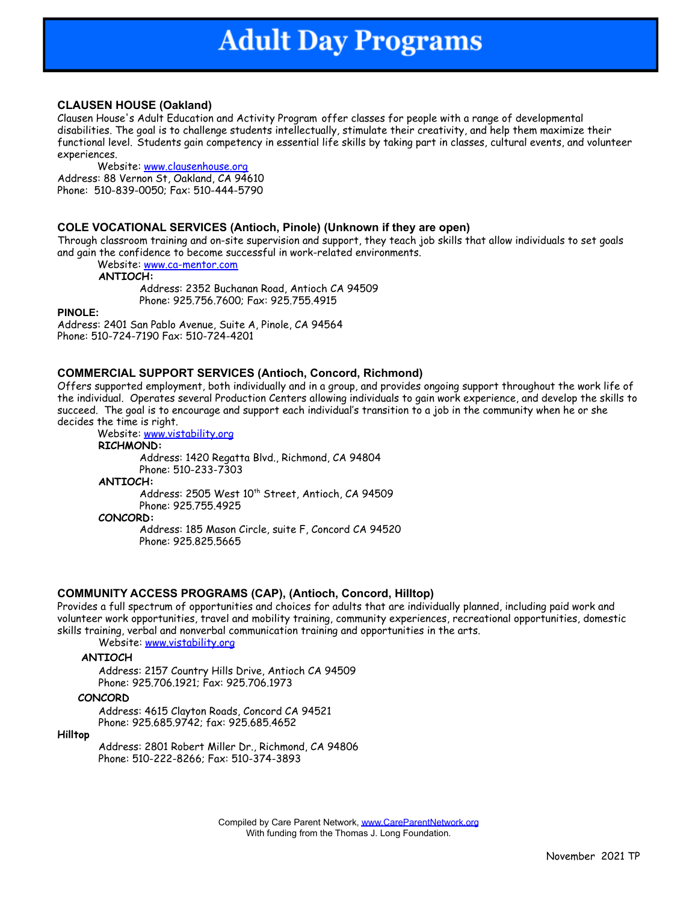# Adult Day Programs

### CLAUSEN HOUSE (Oakland)

Clausen House's Adult Education and Activity Program offer classes for people with a range of developmental disabilities. The goal is to challenge students intellectually, stimulate their creativity, and help them maximize their functional level. Students gain competency in essential life skills by taking part in classes, cultural events, and volunteer experiences.

Website: [www.clausenhouse.org](http://www.clausenhouse.org)

Address: 88 Vernon St, Oakland, CA 94610

Phone: 510-839-0050; Fax: 510-444-5790

### COLE VOCATIONAL SERVICES (Antioch, Pinole) (Unknown if they are open)

Through classroom training and on-site supervision and support, they teach job skills that allow individuals to set goals and gain the confidence to become successful in work-related environments.

Website: [www.ca-mentor.com](http://www.ca-mentor.com)

**ANTIOCH:**

Address: 2352 Buchanan Road, Antioch CA 94509

Phone: 925.756.7600; Fax: 925.755.4915

**PINOLE:**

Address: 2401 San Pablo Avenue, Suite A, Pinole, CA 94564

Phone: 510-724-7190 Fax: 510-724-4201

### COMMERCIAL SUPPORT SERVICES (Antioch, Concord, Richmond)

Offers supported employment, both individually and in a group, and provides ongoing support throughout the work life of the individual. Operates several Production Centers allowing individuals to gain work experience, and develop the skills to succeed. The goal is to encourage and support each individual's transition to a job in the community when he or she decides the time is right.

Website: [www.vistability.org](http://www.vistability.org)

**RICHMOND:**

Address: 1420 Regatta Blvd., Richmond, CA 94804

Phone: 510-233-7303

**ANTIOCH:**

Address: 2505 West 10th Street, Antioch, CA 94509

Phone: 925.755.4925

**CONCORD:**

Address: 185 Mason Circle, suite F, Concord CA 94520

Phone: 925.825.5665

### COMMUNITY ACCESS PROGRAMS (CAP), (Antioch, Concord, Hilltop)

Provides a full spectrum of opportunities and choices for adults that are individually planned, including paid work and volunteer work opportunities, travel and mobility training, community experiences, recreational opportunities, domestic skills training, verbal and nonverbal communication training and opportunities in the arts.

Website: [www.vistability.org](http://www.vistability.org)

**ANTIOCH**

Address: 2157 Country Hills Drive, Antioch CA 94509

Phone: 925.706.1921; Fax: 925.706.1973

**CONCORD**

Address: 4615 Clayton Roads, Concord CA 94521

Phone: 925.685.9742; fax: 925.685.4652

**Hilltop**

Address: 2801 Robert Miller Dr., Richmond, CA 94806

Phone: 510-222-8266; Fax: 510-374-3893

Compiled by Care Parent Network, [www.CareParentNetwork.org](http://www.CareParentNetwork.org)
With funding from the Thomas J. Long Foundation.

November 2021 TP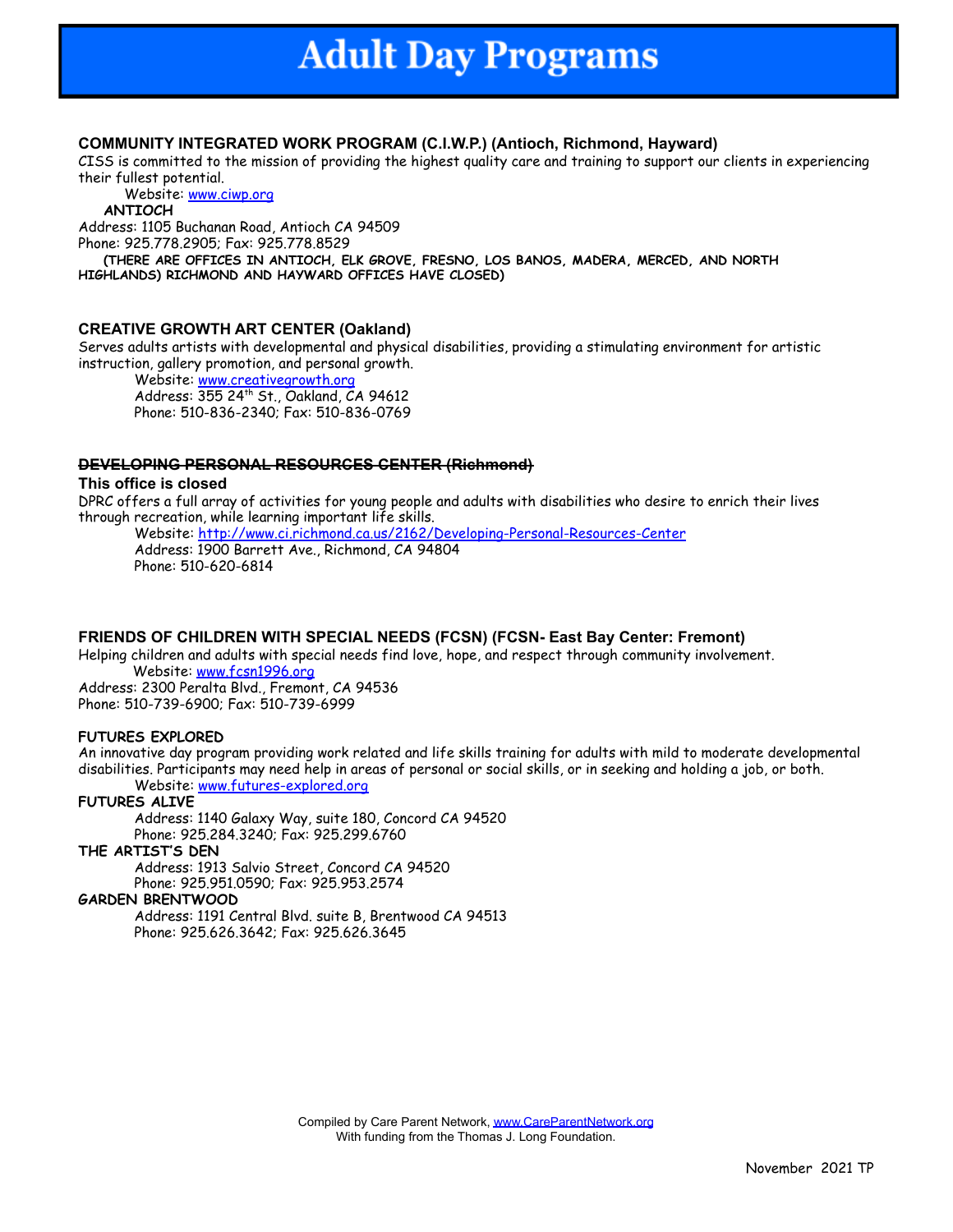# Adult Day Programs

**COMMUNITY INTEGRATED WORK PROGRAM (C.I.W.P.) (Antioch, Richmond, Hayward)**

CISS is committed to the mission of providing the highest quality care and training to support our clients in experiencing their fullest potential.

Website: www.ciwp.org

**ANTIOCH**

Address: 1105 Buchanan Road, Antioch CA 94509
Phone: 925.778.2905; Fax: 925.778.8529

**(THERE ARE OFFICES IN ANTIOCH, ELK GROVE, FRESNO, LOS BANOS, MADERA, MERCED, AND NORTH HIGHLANDS) RICHMOND AND HAYWARD OFFICES HAVE CLOSED)**

**CREATIVE GROWTH ART CENTER (Oakland)**

Serves adults artists with developmental and physical disabilities, providing a stimulating environment for artistic instruction, gallery promotion, and personal growth.

Website: www.creativegrowth.org
Address: 355 24th St., Oakland, CA 94612
Phone: 510-836-2340; Fax: 510-836-0769

~~**DEVELOPING PERSONAL RESOURCES CENTER (Richmond)**~~

**This office is closed**

DPRC offers a full array of activities for young people and adults with disabilities who desire to enrich their lives through recreation, while learning important life skills.

Website: http://www.ci.richmond.ca.us/2162/Developing-Personal-Resources-Center
Address: 1900 Barrett Ave., Richmond, CA 94804
Phone: 510-620-6814

**FRIENDS OF CHILDREN WITH SPECIAL NEEDS (FCSN) (FCSN- East Bay Center: Fremont)**

Helping children and adults with special needs find love, hope, and respect through community involvement.

Website: www.fcsn1996.org
Address: 2300 Peralta Blvd., Fremont, CA 94536
Phone: 510-739-6900; Fax: 510-739-6999

**FUTURES EXPLORED**

An innovative day program providing work related and life skills training for adults with mild to moderate developmental disabilities. Participants may need help in areas of personal or social skills, or in seeking and holding a job, or both.

Website: www.futures-explored.org

**FUTURES ALIVE**

Address: 1140 Galaxy Way, suite 180, Concord CA 94520
Phone: 925.284.3240; Fax: 925.299.6760

**THE ARTIST'S DEN**

Address: 1913 Salvio Street, Concord CA 94520
Phone: 925.951.0590; Fax: 925.953.2574

**GARDEN BRENTWOOD**

Address: 1191 Central Blvd. suite B, Brentwood CA 94513
Phone: 925.626.3642; Fax: 925.626.3645

Compiled by Care Parent Network, www.CareParentNetwork.org
With funding from the Thomas J. Long Foundation.

November 2021 TP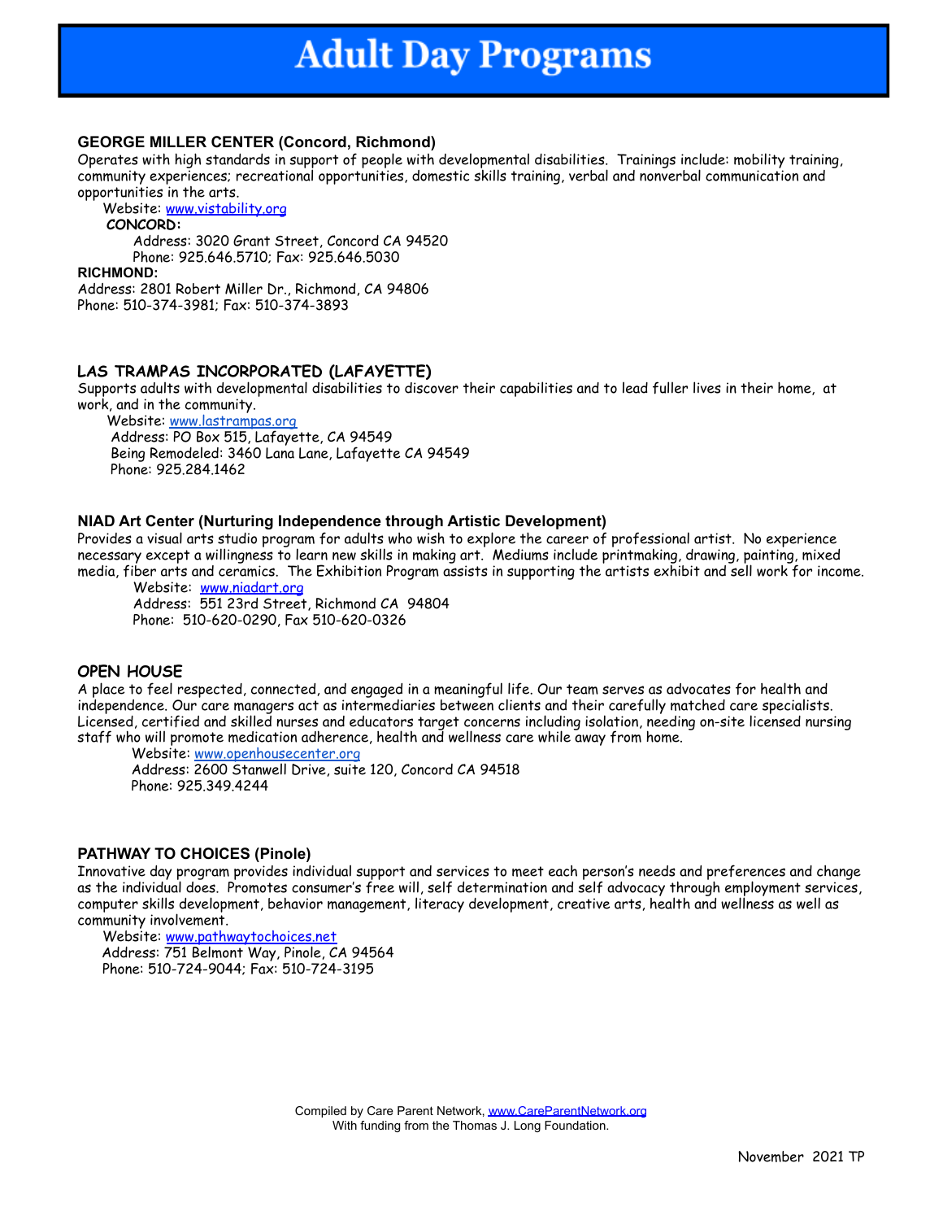# Adult Day Programs

### GEORGE MILLER CENTER (Concord, Richmond)

Operates with high standards in support of people with developmental disabilities. Trainings include: mobility training, community experiences; recreational opportunities, domestic skills training, verbal and nonverbal communication and opportunities in the arts.

Website: www.vistability.org

**CONCORD:**

Address: 3020 Grant Street, Concord CA 94520
Phone: 925.646.5710; Fax: 925.646.5030

**RICHMOND:**

Address: 2801 Robert Miller Dr., Richmond, CA 94806
Phone: 510-374-3981; Fax: 510-374-3893

### LAS TRAMPAS INCORPORATED (LAFAYETTE)

Supports adults with developmental disabilities to discover their capabilities and to lead fuller lives in their home, at work, and in the community.

Website: www.lastrampas.org
Address: PO Box 515, Lafayette, CA 94549
Being Remodeled: 3460 Lana Lane, Lafayette CA 94549
Phone: 925.284.1462

### NIAD Art Center (Nurturing Independence through Artistic Development)

Provides a visual arts studio program for adults who wish to explore the career of professional artist. No experience necessary except a willingness to learn new skills in making art. Mediums include printmaking, drawing, painting, mixed media, fiber arts and ceramics. The Exhibition Program assists in supporting the artists exhibit and sell work for income.

Website: www.niadart.org
Address: 551 23rd Street, Richmond CA 94804
Phone: 510-620-0290, Fax 510-620-0326

### OPEN HOUSE

A place to feel respected, connected, and engaged in a meaningful life. Our team serves as advocates for health and independence. Our care managers act as intermediaries between clients and their carefully matched care specialists. Licensed, certified and skilled nurses and educators target concerns including isolation, needing on-site licensed nursing staff who will promote medication adherence, health and wellness care while away from home.

Website: www.openhousecenter.org
Address: 2600 Stanwell Drive, suite 120, Concord CA 94518
Phone: 925.349.4244

### PATHWAY TO CHOICES (Pinole)

Innovative day program provides individual support and services to meet each person's needs and preferences and change as the individual does. Promotes consumer's free will, self determination and self advocacy through employment services, computer skills development, behavior management, literacy development, creative arts, health and wellness as well as community involvement.

Website: www.pathwaytochoices.net
Address: 751 Belmont Way, Pinole, CA 94564
Phone: 510-724-9044; Fax: 510-724-3195

Compiled by Care Parent Network, www.CareParentNetwork.org
With funding from the Thomas J. Long Foundation.

November 2021 TP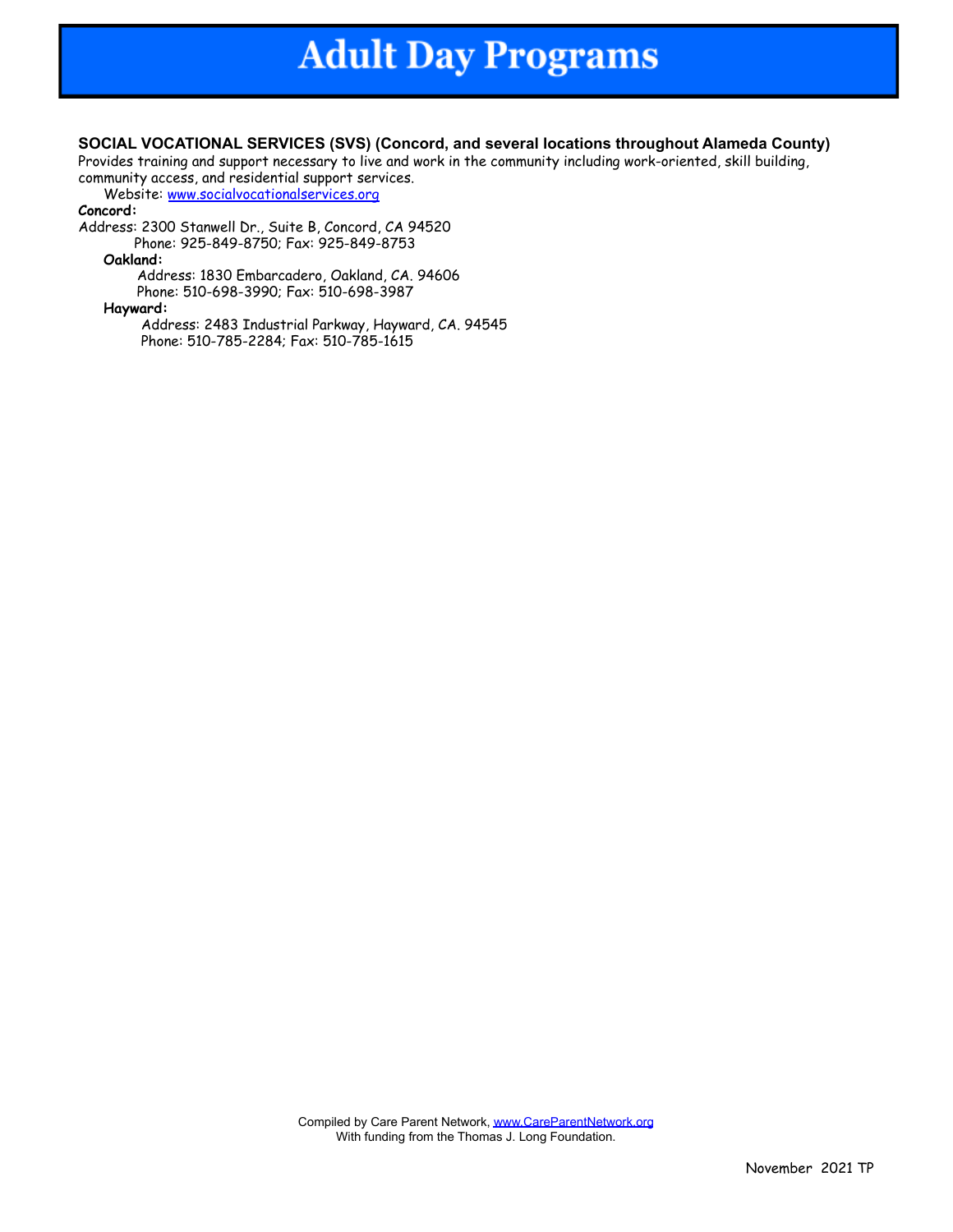# Adult Day Programs

**SOCIAL VOCATIONAL SERVICES (SVS) (Concord, and several locations throughout Alameda County)**
Provides training and support necessary to live and work in the community including work-oriented, skill building, community access, and residential support services.

Website: www.socialvocationalservices.org

**Concord:**
Address: 2300 Stanwell Dr., Suite B, Concord, CA 94520
Phone: 925-849-8750; Fax: 925-849-8753

**Oakland:**
Address: 1830 Embarcadero, Oakland, CA. 94606
Phone: 510-698-3990; Fax: 510-698-3987

**Hayward:**
Address: 2483 Industrial Parkway, Hayward, CA. 94545
Phone: 510-785-2284; Fax: 510-785-1615

Compiled by Care Parent Network, www.CareParentNetwork.org
With funding from the Thomas J. Long Foundation.

November 2021 TP